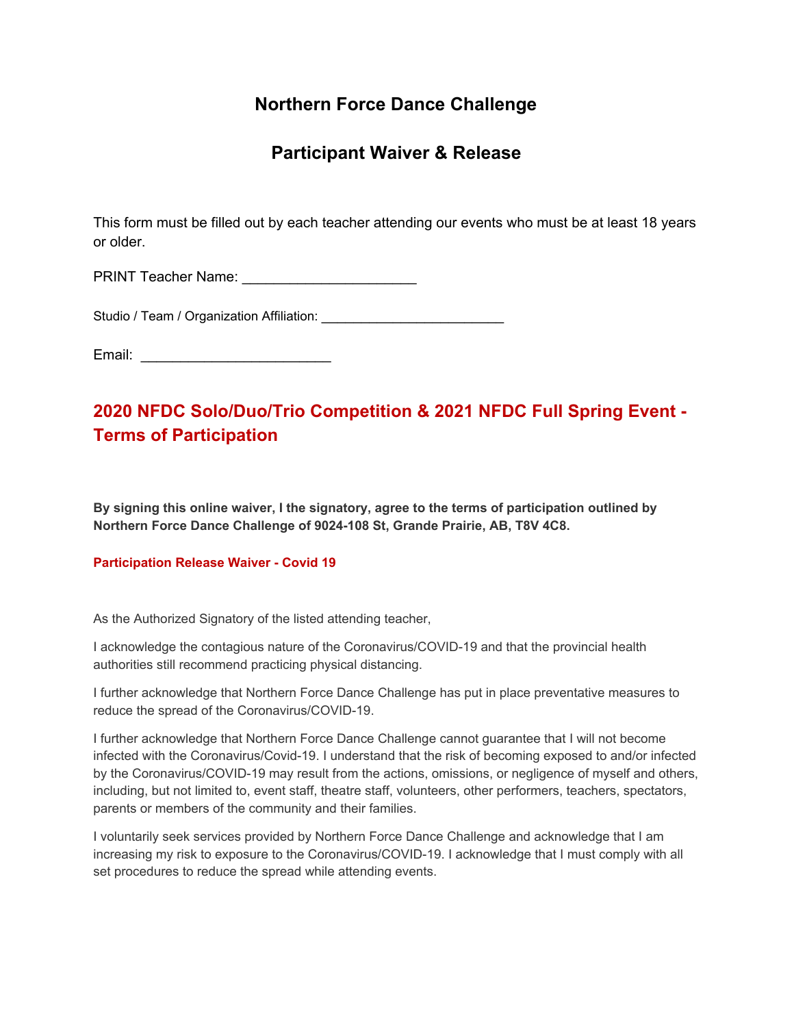# Northern Force Dance Challenge

# Participant Waiver & Release

This form must be filled out by each teacher attending our events who must be at least 18 years or older.

PRINT Teacher Name: ______________________

Studio / Team / Organization Affiliation: ________________________

Email: ________________________

## 2020 NFDC Solo/Duo/Trio Competition & 2021 NFDC Full Spring Event - Terms of Participation

**By signing this online waiver, I the signatory, agree to the terms of participation outlined by Northern Force Dance Challenge of 9024-108 St, Grande Prairie, AB, T8V 4C8.**

### Participation Release Waiver - Covid 19

As the Authorized Signatory of the listed attending teacher,

I acknowledge the contagious nature of the Coronavirus/COVID-19 and that the provincial health authorities still recommend practicing physical distancing.

I further acknowledge that Northern Force Dance Challenge has put in place preventative measures to reduce the spread of the Coronavirus/COVID-19.

I further acknowledge that Northern Force Dance Challenge cannot guarantee that I will not become infected with the Coronavirus/Covid-19. I understand that the risk of becoming exposed to and/or infected by the Coronavirus/COVID-19 may result from the actions, omissions, or negligence of myself and others, including, but not limited to, event staff, theatre staff, volunteers, other performers, teachers, spectators, parents or members of the community and their families.

I voluntarily seek services provided by Northern Force Dance Challenge and acknowledge that I am increasing my risk to exposure to the Coronavirus/COVID-19. I acknowledge that I must comply with all set procedures to reduce the spread while attending events.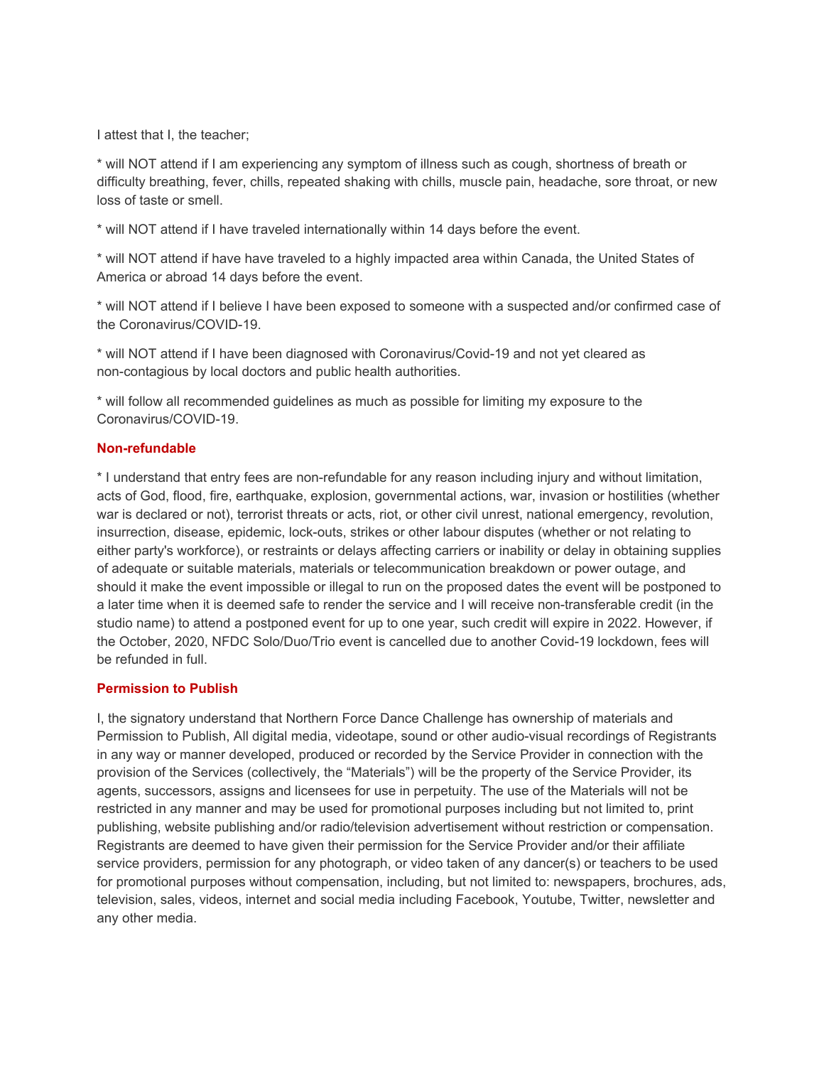I attest that I, the teacher;

* will NOT attend if I am experiencing any symptom of illness such as cough, shortness of breath or difficulty breathing, fever, chills, repeated shaking with chills, muscle pain, headache, sore throat, or new loss of taste or smell.

* will NOT attend if I have traveled internationally within 14 days before the event.

* will NOT attend if have have traveled to a highly impacted area within Canada, the United States of America or abroad 14 days before the event.

* will NOT attend if I believe I have been exposed to someone with a suspected and/or confirmed case of the Coronavirus/COVID-19.

* will NOT attend if I have been diagnosed with Coronavirus/Covid-19 and not yet cleared as non-contagious by local doctors and public health authorities.

* will follow all recommended guidelines as much as possible for limiting my exposure to the Coronavirus/COVID-19.

**Non-refundable**

* I understand that entry fees are non-refundable for any reason including injury and without limitation, acts of God, flood, fire, earthquake, explosion, governmental actions, war, invasion or hostilities (whether war is declared or not), terrorist threats or acts, riot, or other civil unrest, national emergency, revolution, insurrection, disease, epidemic, lock-outs, strikes or other labour disputes (whether or not relating to either party's workforce), or restraints or delays affecting carriers or inability or delay in obtaining supplies of adequate or suitable materials, materials or telecommunication breakdown or power outage, and should it make the event impossible or illegal to run on the proposed dates the event will be postponed to a later time when it is deemed safe to render the service and I will receive non-transferable credit (in the studio name) to attend a postponed event for up to one year, such credit will expire in 2022. However, if the October, 2020, NFDC Solo/Duo/Trio event is cancelled due to another Covid-19 lockdown, fees will be refunded in full.

**Permission to Publish**

I, the signatory understand that Northern Force Dance Challenge has ownership of materials and Permission to Publish, All digital media, videotape, sound or other audio-visual recordings of Registrants in any way or manner developed, produced or recorded by the Service Provider in connection with the provision of the Services (collectively, the "Materials") will be the property of the Service Provider, its agents, successors, assigns and licensees for use in perpetuity. The use of the Materials will not be restricted in any manner and may be used for promotional purposes including but not limited to, print publishing, website publishing and/or radio/television advertisement without restriction or compensation. Registrants are deemed to have given their permission for the Service Provider and/or their affiliate service providers, permission for any photograph, or video taken of any dancer(s) or teachers to be used for promotional purposes without compensation, including, but not limited to: newspapers, brochures, ads, television, sales, videos, internet and social media including Facebook, Youtube, Twitter, newsletter and any other media.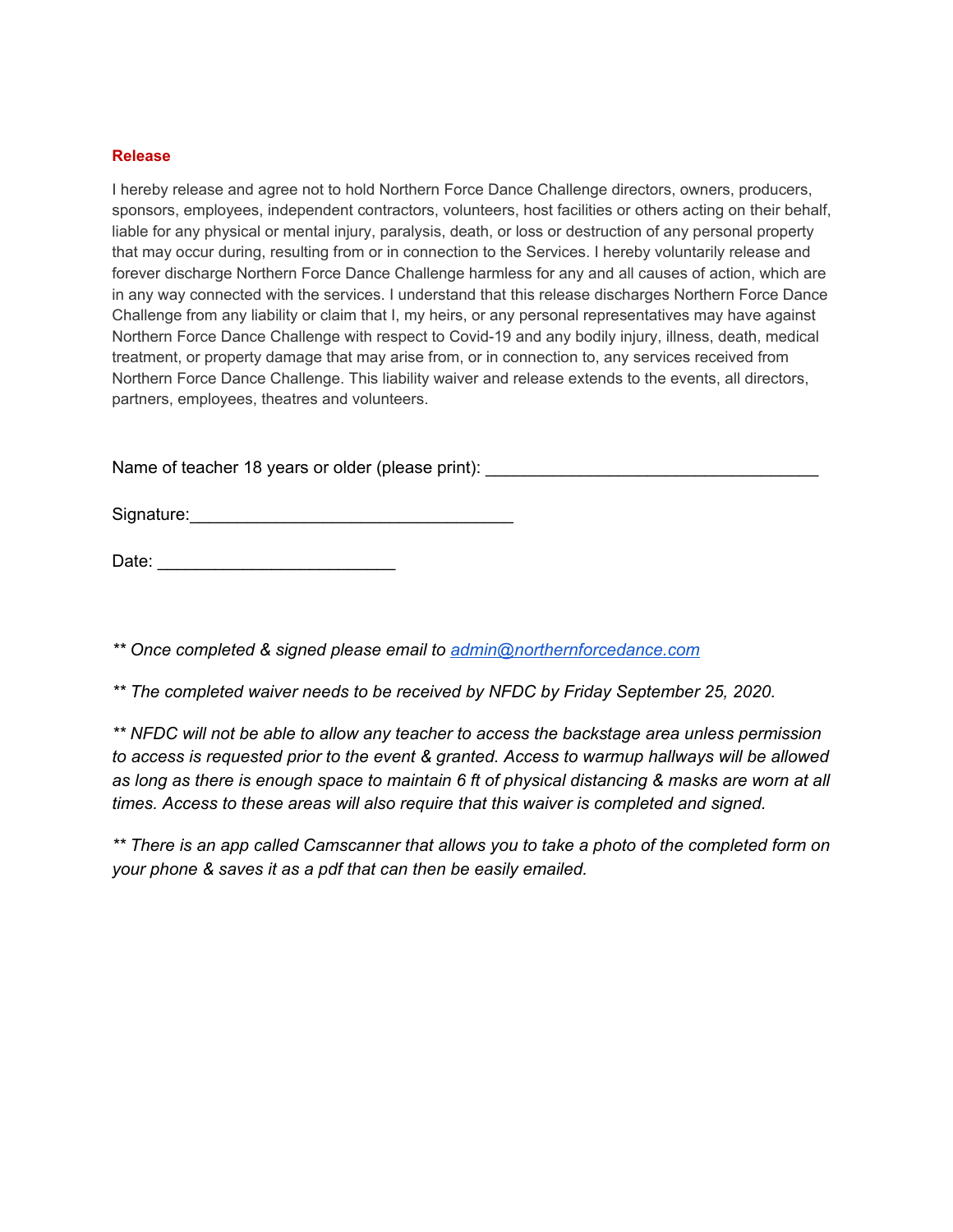## Release

I hereby release and agree not to hold Northern Force Dance Challenge directors, owners, producers, sponsors, employees, independent contractors, volunteers, host facilities or others acting on their behalf, liable for any physical or mental injury, paralysis, death, or loss or destruction of any personal property that may occur during, resulting from or in connection to the Services. I hereby voluntarily release and forever discharge Northern Force Dance Challenge harmless for any and all causes of action, which are in any way connected with the services. I understand that this release discharges Northern Force Dance Challenge from any liability or claim that I, my heirs, or any personal representatives may have against Northern Force Dance Challenge with respect to Covid-19 and any bodily injury, illness, death, medical treatment, or property damage that may arise from, or in connection to, any services received from Northern Force Dance Challenge. This liability waiver and release extends to the events, all directors, partners, employees, theatres and volunteers.

Name of teacher 18 years or older (please print): ___________________________________

Signature:_________________________________

Date: ________________________

*** Once completed & signed please email to [admin@northernforcedance.com](mailto:admin@northernforcedance.com)*

*** The completed waiver needs to be received by NFDC by Friday September 25, 2020.*

*** NFDC will not be able to allow any teacher to access the backstage area unless permission to access is requested prior to the event & granted. Access to warmup hallways will be allowed as long as there is enough space to maintain 6 ft of physical distancing & masks are worn at all times. Access to these areas will also require that this waiver is completed and signed.*

*** There is an app called Camscanner that allows you to take a photo of the completed form on your phone & saves it as a pdf that can then be easily emailed.*